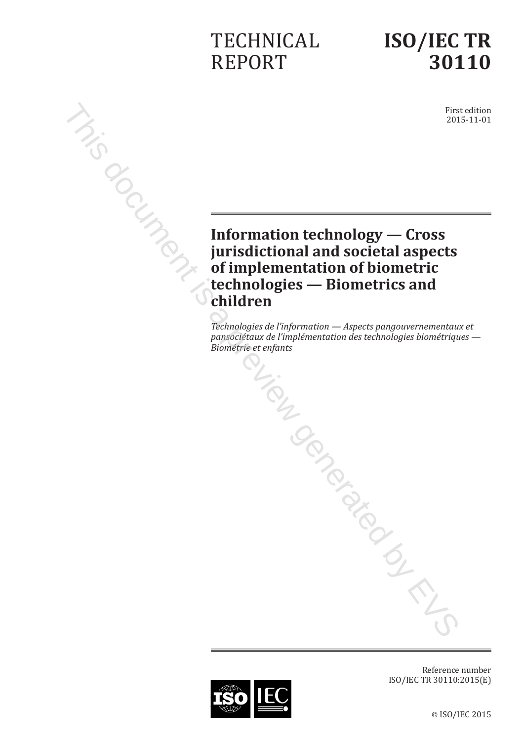TECHNICAL REPORT

# ISO/IEC TR 30110

First edition
2015-11-01

## Information technology — Cross jurisdictional and societal aspects of implementation of biometric technologies — Biometrics and children

*Technologies de l'information — Aspects pangouvernementaux et pansociétaux de l'implémentation des technologies biométriques — Biométrie et enfants*

Reference number
ISO/IEC TR 30110:2015(E)

© ISO/IEC 2015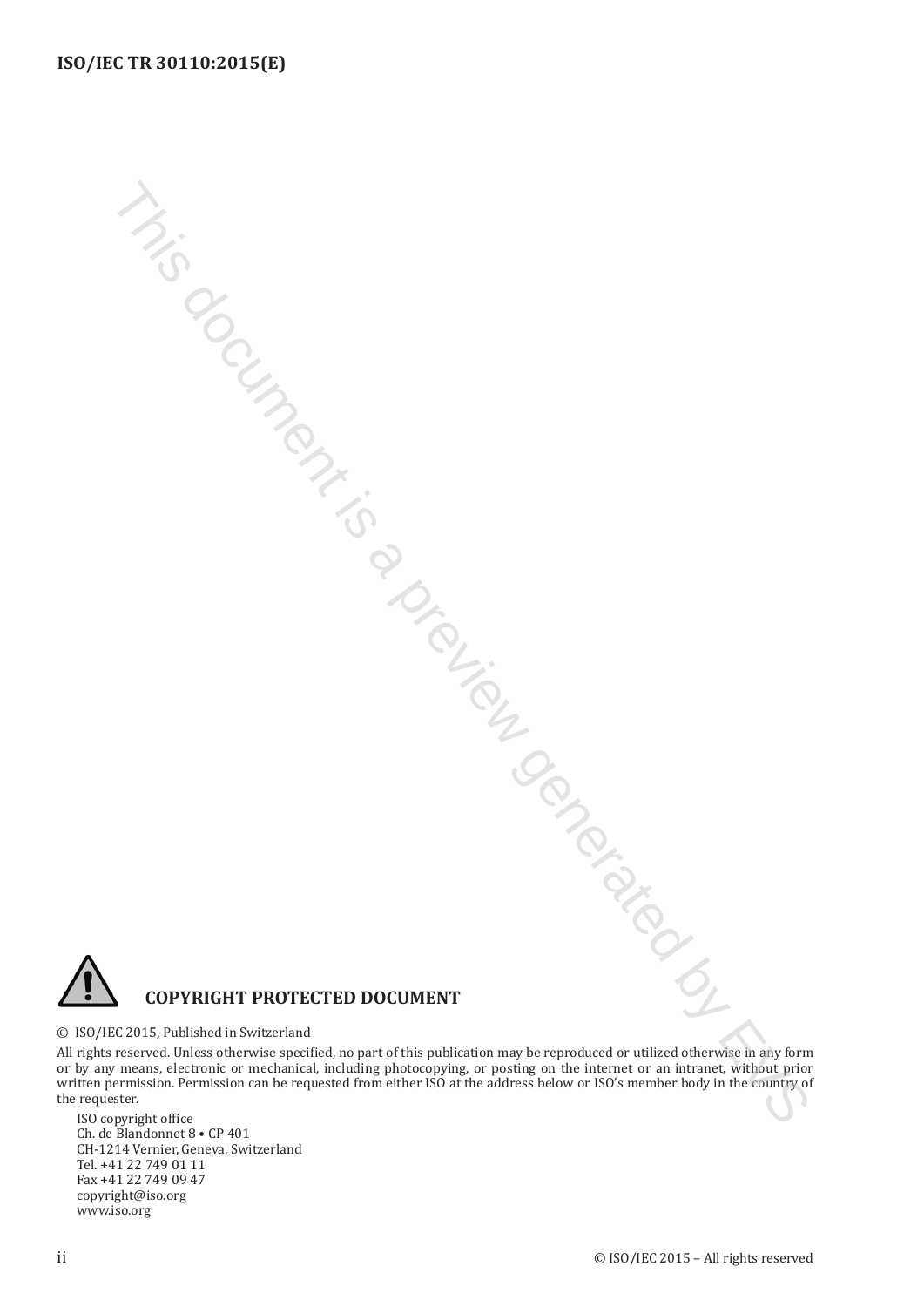**COPYRIGHT PROTECTED DOCUMENT**

© ISO/IEC 2015, Published in Switzerland

All rights reserved. Unless otherwise specified, no part of this publication may be reproduced or utilized otherwise in any form or by any means, electronic or mechanical, including photocopying, or posting on the internet or an intranet, without prior written permission. Permission can be requested from either ISO at the address below or ISO's member body in the country of the requester.

ISO copyright office
Ch. de Blandonnet 8 • CP 401
CH-1214 Vernier, Geneva, Switzerland
Tel. +41 22 749 01 11
Fax +41 22 749 09 47
copyright@iso.org
www.iso.org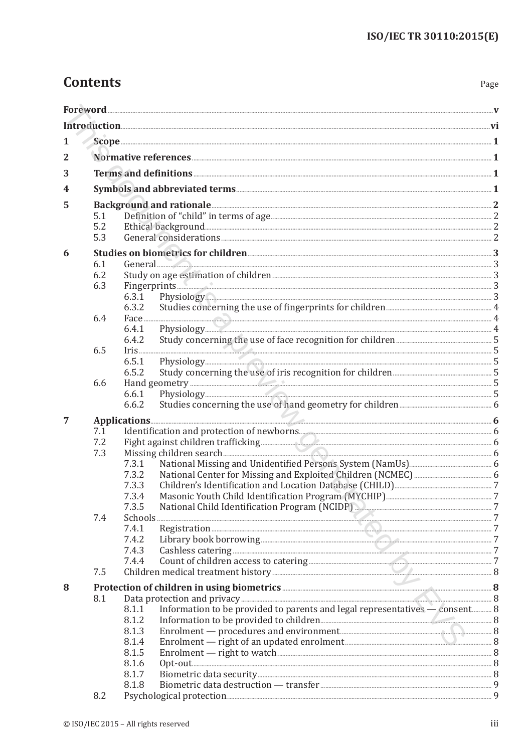# Contents

Page

**Foreword** ..... v

**Introduction** ..... vi

**1 Scope** ..... 1

**2 Normative references** ..... 1

**3 Terms and definitions** ..... 1

**4 Symbols and abbreviated terms** ..... 1

**5 Background and rationale** ..... 2
- 5.1 Definition of “child” in terms of age ..... 2
- 5.2 Ethical background ..... 2
- 5.3 General considerations ..... 2

**6 Studies on biometrics for children** ..... 3
- 6.1 General ..... 3
- 6.2 Study on age estimation of children ..... 3
- 6.3 Fingerprints ..... 3
  - 6.3.1 Physiology ..... 3
  - 6.3.2 Studies concerning the use of fingerprints for children ..... 4
- 6.4 Face ..... 4
  - 6.4.1 Physiology ..... 4
  - 6.4.2 Study concerning the use of face recognition for children ..... 5
- 6.5 Iris ..... 5
  - 6.5.1 Physiology ..... 5
  - 6.5.2 Study concerning the use of iris recognition for children ..... 5
- 6.6 Hand geometry ..... 5
  - 6.6.1 Physiology ..... 5
  - 6.6.2 Studies concerning the use of hand geometry for children ..... 6

**7 Applications** ..... 6
- 7.1 Identification and protection of newborns ..... 6
- 7.2 Fight against children trafficking ..... 6
- 7.3 Missing children search ..... 6
  - 7.3.1 National Missing and Unidentified Persons System (NamUs) ..... 6
  - 7.3.2 National Center for Missing and Exploited Children (NCMEC) ..... 6
  - 7.3.3 Children’s Identification and Location Database (CHILD) ..... 7
  - 7.3.4 Masonic Youth Child Identification Program (MYCHIP) ..... 7
  - 7.3.5 National Child Identification Program (NCIDP) ..... 7
- 7.4 Schools ..... 7
  - 7.4.1 Registration ..... 7
  - 7.4.2 Library book borrowing ..... 7
  - 7.4.3 Cashless catering ..... 7
  - 7.4.4 Count of children access to catering ..... 7
- 7.5 Children medical treatment history ..... 8

**8 Protection of children in using biometrics** ..... 8
- 8.1 Data protection and privacy ..... 8
  - 8.1.1 Information to be provided to parents and legal representatives — consent ..... 8
  - 8.1.2 Information to be provided to children ..... 8
  - 8.1.3 Enrolment — procedures and environment ..... 8
  - 8.1.4 Enrolment — right of an updated enrolment ..... 8
  - 8.1.5 Enrolment — right to watch ..... 8
  - 8.1.6 Opt-out ..... 8
  - 8.1.7 Biometric data security ..... 8
  - 8.1.8 Biometric data destruction — transfer ..... 9
- 8.2 Psychological protection ..... 9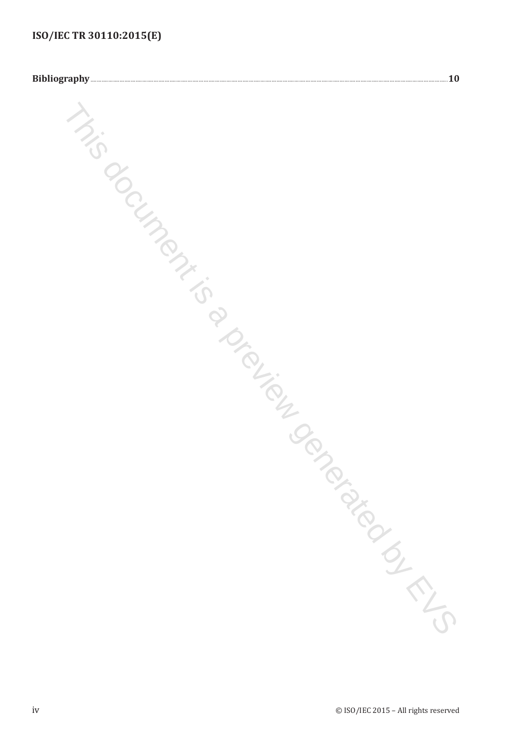**Bibliography** ........................................................................................................................................................................................................................... **10**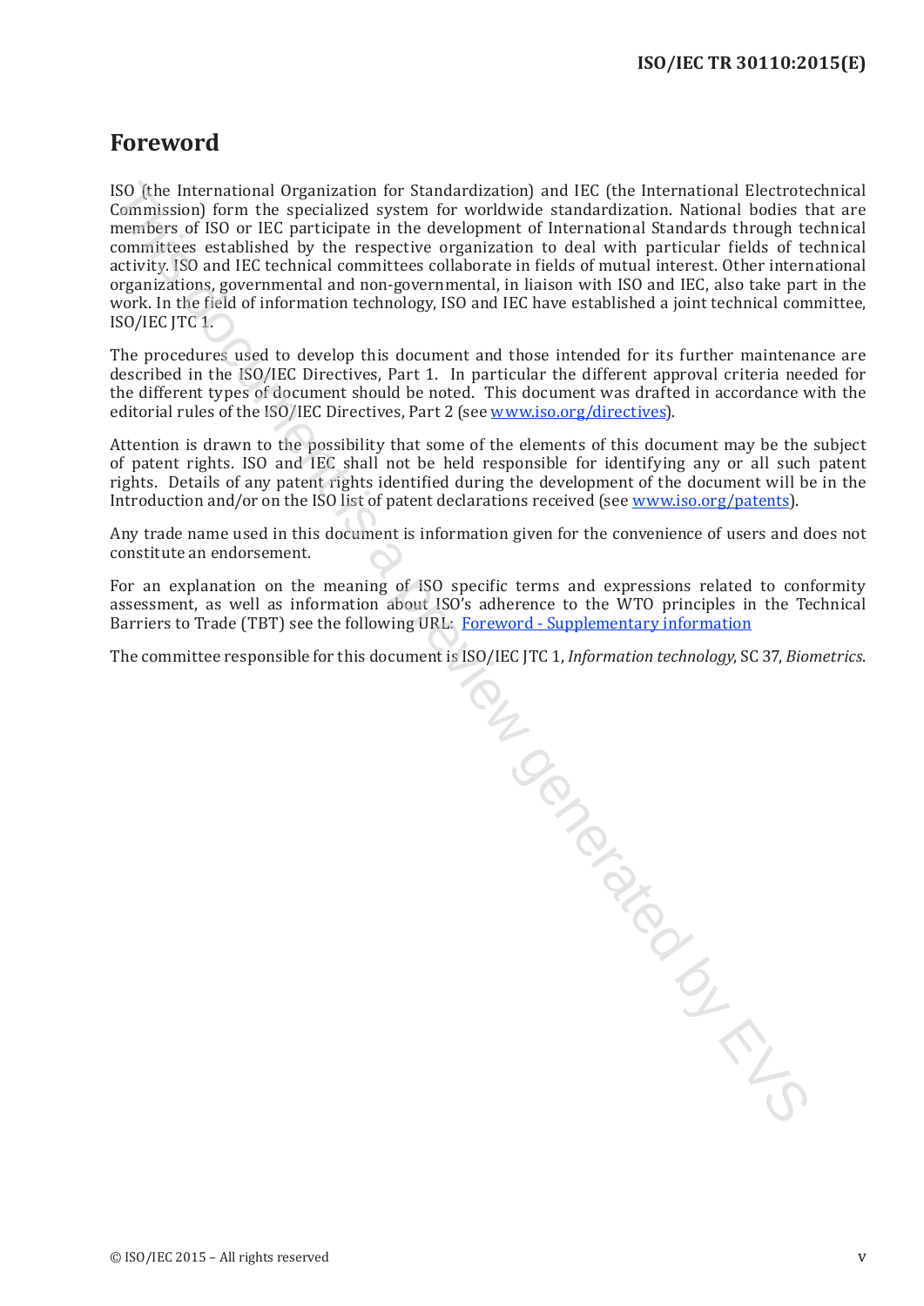# Foreword

ISO (the International Organization for Standardization) and IEC (the International Electrotechnical Commission) form the specialized system for worldwide standardization. National bodies that are members of ISO or IEC participate in the development of International Standards through technical committees established by the respective organization to deal with particular fields of technical activity. ISO and IEC technical committees collaborate in fields of mutual interest. Other international organizations, governmental and non-governmental, in liaison with ISO and IEC, also take part in the work. In the field of information technology, ISO and IEC have established a joint technical committee, ISO/IEC JTC 1.

The procedures used to develop this document and those intended for its further maintenance are described in the ISO/IEC Directives, Part 1. In particular the different approval criteria needed for the different types of document should be noted. This document was drafted in accordance with the editorial rules of the ISO/IEC Directives, Part 2 (see www.iso.org/directives).

Attention is drawn to the possibility that some of the elements of this document may be the subject of patent rights. ISO and IEC shall not be held responsible for identifying any or all such patent rights. Details of any patent rights identified during the development of the document will be in the Introduction and/or on the ISO list of patent declarations received (see www.iso.org/patents).

Any trade name used in this document is information given for the convenience of users and does not constitute an endorsement.

For an explanation on the meaning of ISO specific terms and expressions related to conformity assessment, as well as information about ISO's adherence to the WTO principles in the Technical Barriers to Trade (TBT) see the following URL: Foreword - Supplementary information

The committee responsible for this document is ISO/IEC JTC 1, *Information technology*, SC 37, *Biometrics*.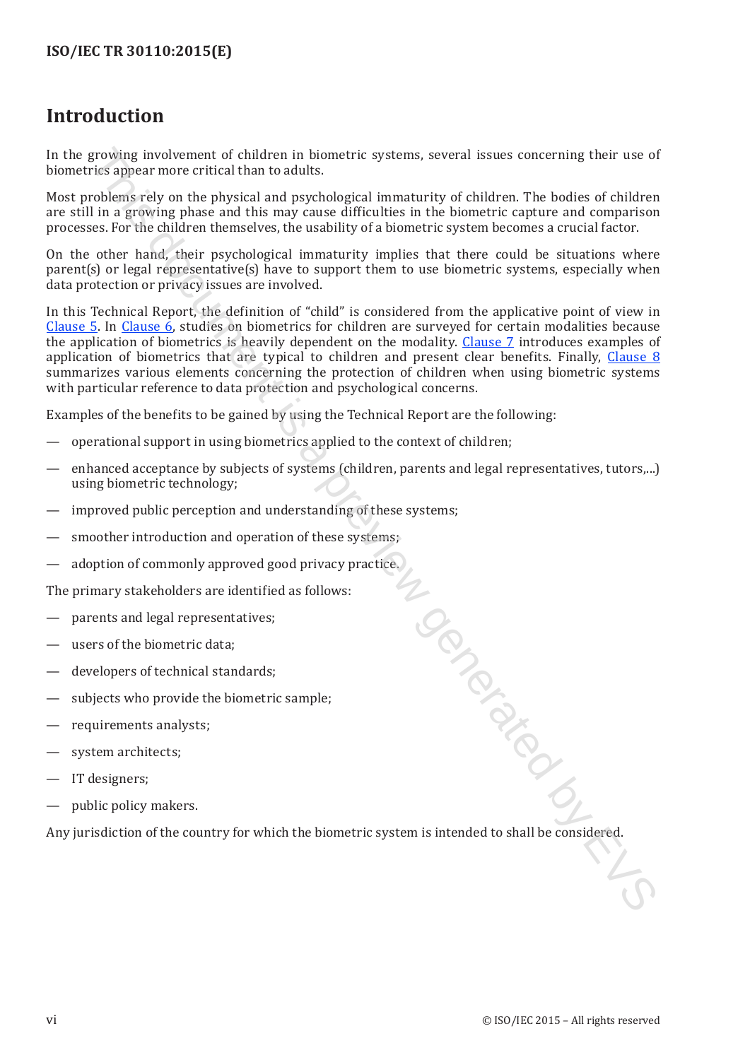# Introduction

In the growing involvement of children in biometric systems, several issues concerning their use of biometrics appear more critical than to adults.

Most problems rely on the physical and psychological immaturity of children. The bodies of children are still in a growing phase and this may cause difficulties in the biometric capture and comparison processes. For the children themselves, the usability of a biometric system becomes a crucial factor.

On the other hand, their psychological immaturity implies that there could be situations where parent(s) or legal representative(s) have to support them to use biometric systems, especially when data protection or privacy issues are involved.

In this Technical Report, the definition of "child" is considered from the applicative point of view in Clause 5. In Clause 6, studies on biometrics for children are surveyed for certain modalities because the application of biometrics is heavily dependent on the modality. Clause 7 introduces examples of application of biometrics that are typical to children and present clear benefits. Finally, Clause 8 summarizes various elements concerning the protection of children when using biometric systems with particular reference to data protection and psychological concerns.

Examples of the benefits to be gained by using the Technical Report are the following:

— operational support in using biometrics applied to the context of children;

— enhanced acceptance by subjects of systems (children, parents and legal representatives, tutors,...) using biometric technology;

— improved public perception and understanding of these systems;

— smoother introduction and operation of these systems;

— adoption of commonly approved good privacy practice.

The primary stakeholders are identified as follows:

— parents and legal representatives;

— users of the biometric data;

— developers of technical standards;

— subjects who provide the biometric sample;

— requirements analysts;

— system architects;

— IT designers;

— public policy makers.

Any jurisdiction of the country for which the biometric system is intended to shall be considered.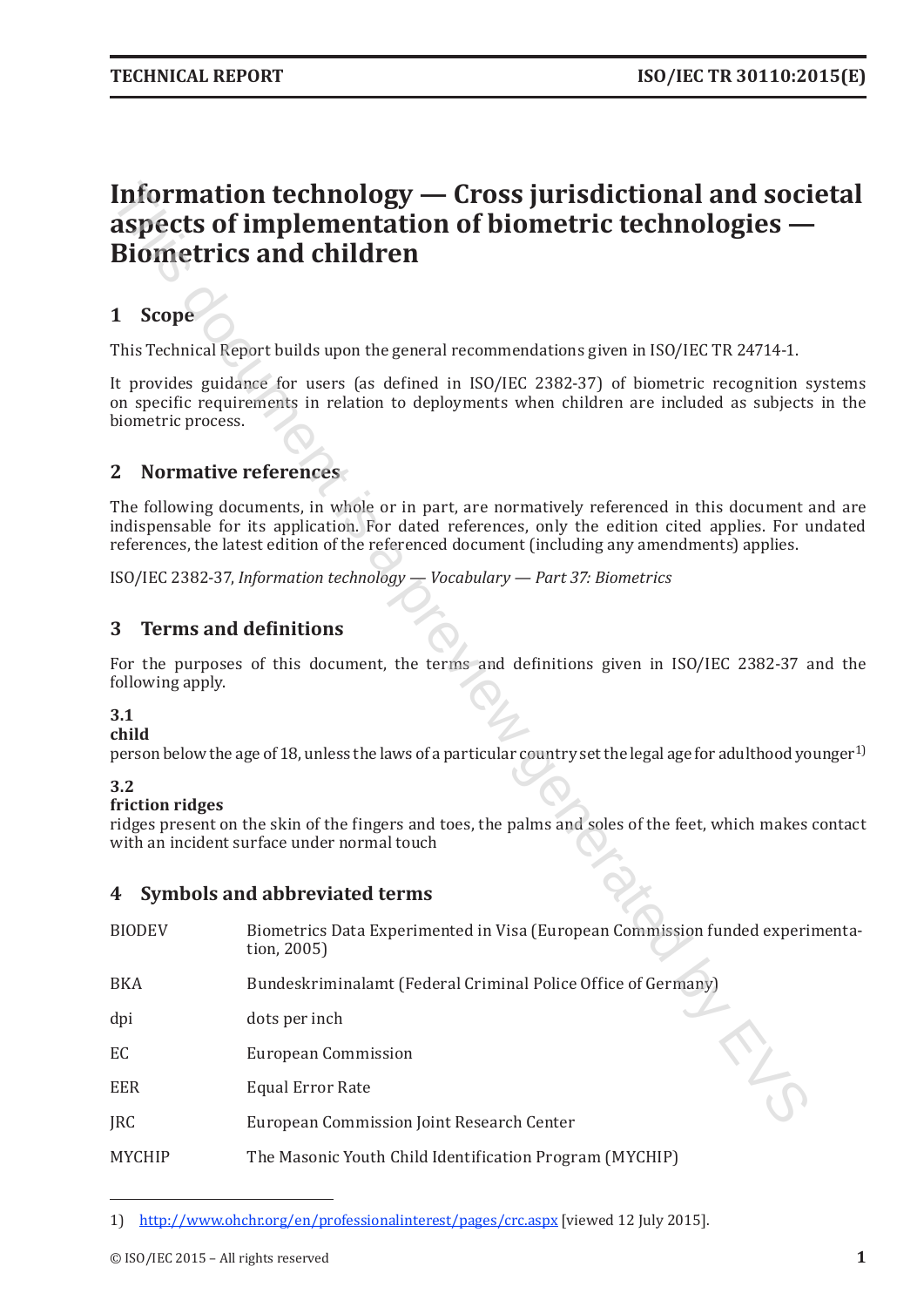# Information technology — Cross jurisdictional and societal aspects of implementation of biometric technologies — Biometrics and children

## 1 Scope

This Technical Report builds upon the general recommendations given in ISO/IEC TR 24714-1.

It provides guidance for users (as defined in ISO/IEC 2382-37) of biometric recognition systems on specific requirements in relation to deployments when children are included as subjects in the biometric process.

## 2 Normative references

The following documents, in whole or in part, are normatively referenced in this document and are indispensable for its application. For dated references, only the edition cited applies. For undated references, the latest edition of the referenced document (including any amendments) applies.

ISO/IEC 2382-37, *Information technology — Vocabulary — Part 37: Biometrics*

## 3 Terms and definitions

For the purposes of this document, the terms and definitions given in ISO/IEC 2382-37 and the following apply.

**3.1**
**child**
person below the age of 18, unless the laws of a particular country set the legal age for adulthood younger[1)]

**3.2**
**friction ridges**
ridges present on the skin of the fingers and toes, the palms and soles of the feet, which makes contact with an incident surface under normal touch

## 4 Symbols and abbreviated terms

| | |
|---|---|
| BIODEV | Biometrics Data Experimented in Visa (European Commission funded experimentation, 2005) |
| BKA | Bundeskriminalamt (Federal Criminal Police Office of Germany) |
| dpi | dots per inch |
| EC | European Commission |
| EER | Equal Error Rate |
| JRC | European Commission Joint Research Center |
| MYCHIP | The Masonic Youth Child Identification Program (MYCHIP) |

1) http://www.ohchr.org/en/professionalinterest/pages/crc.aspx [viewed 12 July 2015].